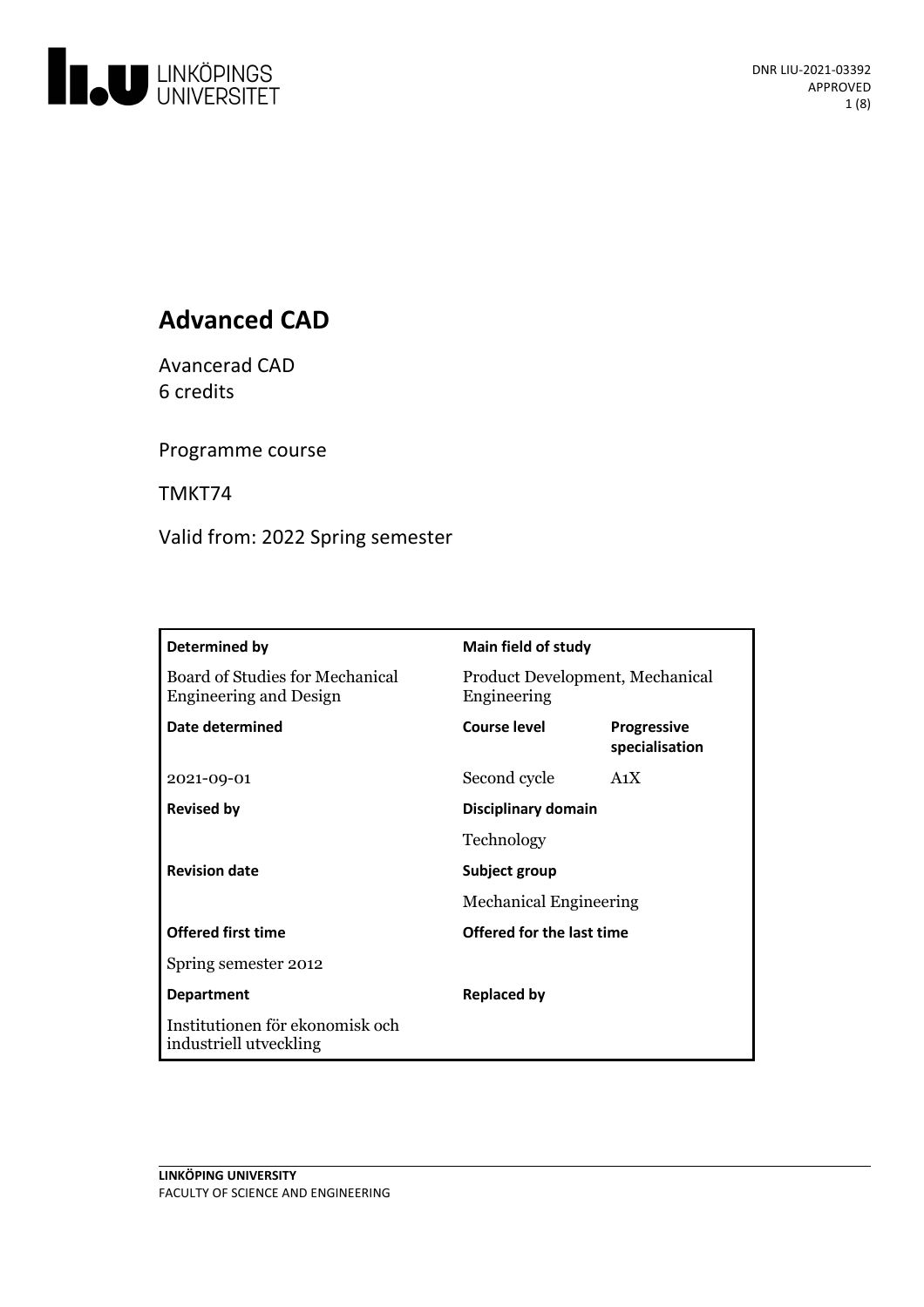# Advanced CAD

Avancerad CAD
6 credits

Programme course

TMKT74

Valid from: 2022 Spring semester

| | | |
|---|---|---|
| **Determined by** | **Main field of study** | |
| Board of Studies for Mechanical Engineering and Design | Product Development, Mechanical Engineering | |
| **Date determined** | **Course level** | **Progressive specialisation** |
| 2021-09-01 | Second cycle | A1X |
| **Revised by** | **Disciplinary domain** | |
| | Technology | |
| **Revision date** | **Subject group** | |
| | Mechanical Engineering | |
| **Offered first time** | **Offered for the last time** | |
| Spring semester 2012 | | |
| **Department** | **Replaced by** | |
| Institutionen för ekonomisk och industriell utveckling | | |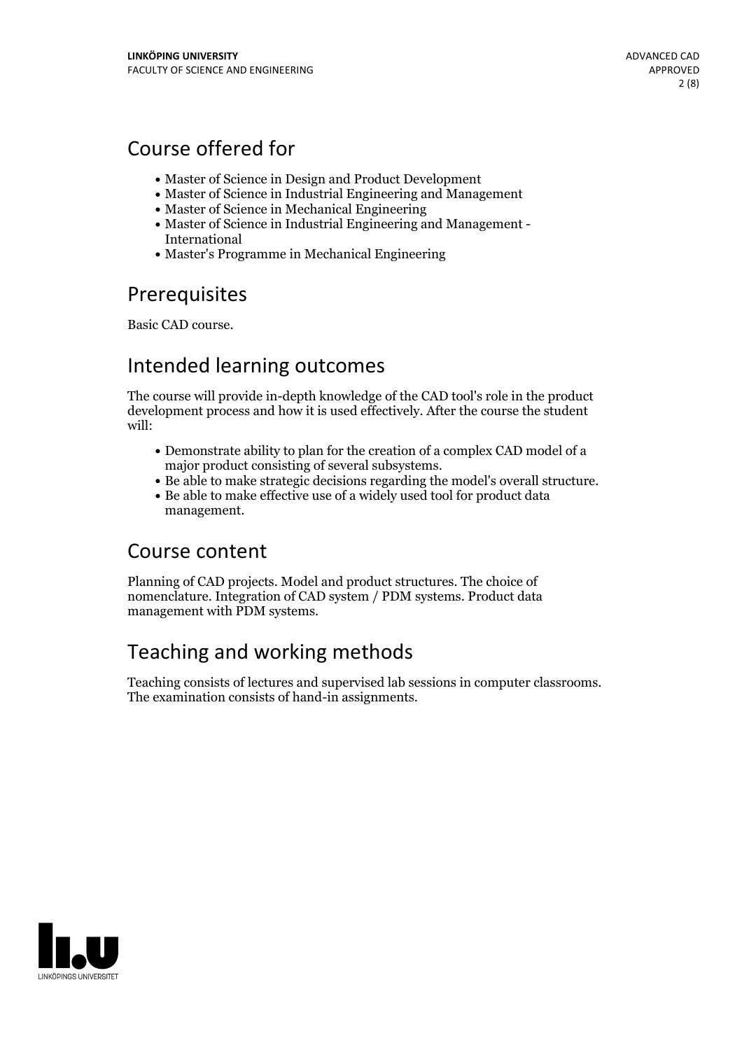## Course offered for

- Master of Science in Design and Product Development
- Master of Science in Industrial Engineering and Management
- Master of Science in Mechanical Engineering
- Master of Science in Industrial Engineering and Management - International
- Master's Programme in Mechanical Engineering

## Prerequisites

Basic CAD course.

## Intended learning outcomes

The course will provide in-depth knowledge of the CAD tool's role in the product development process and how it is used effectively. After the course the student will:

- Demonstrate ability to plan for the creation of a complex CAD model of a major product consisting of several subsystems.
- Be able to make strategic decisions regarding the model's overall structure.
- Be able to make effective use of a widely used tool for product data management.

## Course content

Planning of CAD projects. Model and product structures. The choice of nomenclature. Integration of CAD system / PDM systems. Product data management with PDM systems.

## Teaching and working methods

Teaching consists of lectures and supervised lab sessions in computer classrooms. The examination consists of hand-in assignments.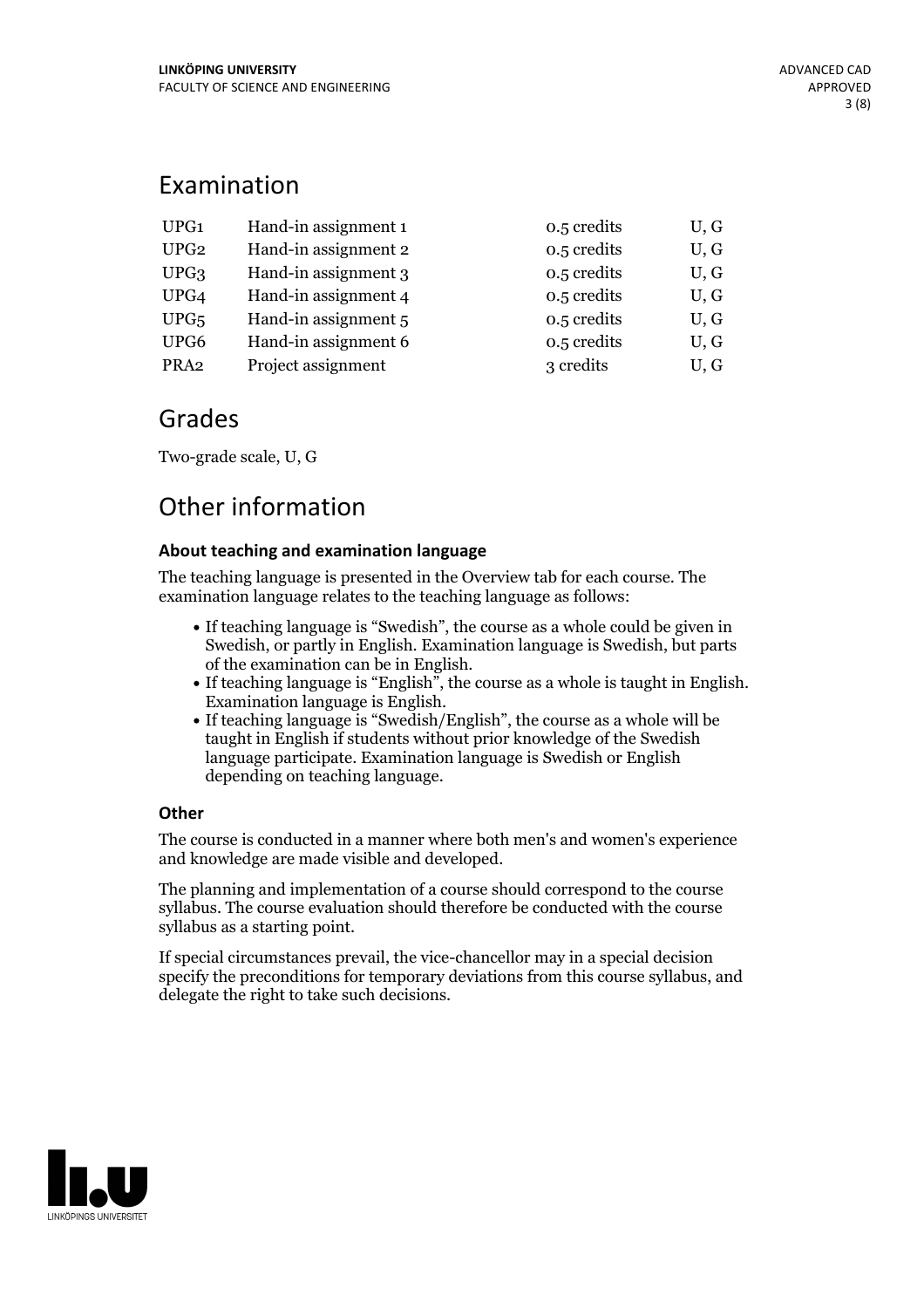## Examination

| | | | |
|---|---|---|---|
| UPG1 | Hand-in assignment 1 | 0.5 credits | U, G |
| UPG2 | Hand-in assignment 2 | 0.5 credits | U, G |
| UPG3 | Hand-in assignment 3 | 0.5 credits | U, G |
| UPG4 | Hand-in assignment 4 | 0.5 credits | U, G |
| UPG5 | Hand-in assignment 5 | 0.5 credits | U, G |
| UPG6 | Hand-in assignment 6 | 0.5 credits | U, G |
| PRA2 | Project assignment | 3 credits | U, G |

## Grades

Two-grade scale, U, G

## Other information

### About teaching and examination language

The teaching language is presented in the Overview tab for each course. The examination language relates to the teaching language as follows:

- If teaching language is "Swedish", the course as a whole could be given in Swedish, or partly in English. Examination language is Swedish, but parts of the examination can be in English.
- If teaching language is "English", the course as a whole is taught in English. Examination language is English.
- If teaching language is "Swedish/English", the course as a whole will be taught in English if students without prior knowledge of the Swedish language participate. Examination language is Swedish or English depending on teaching language.

### Other

The course is conducted in a manner where both men's and women's experience and knowledge are made visible and developed.

The planning and implementation of a course should correspond to the course syllabus. The course evaluation should therefore be conducted with the course syllabus as a starting point.

If special circumstances prevail, the vice-chancellor may in a special decision specify the preconditions for temporary deviations from this course syllabus, and delegate the right to take such decisions.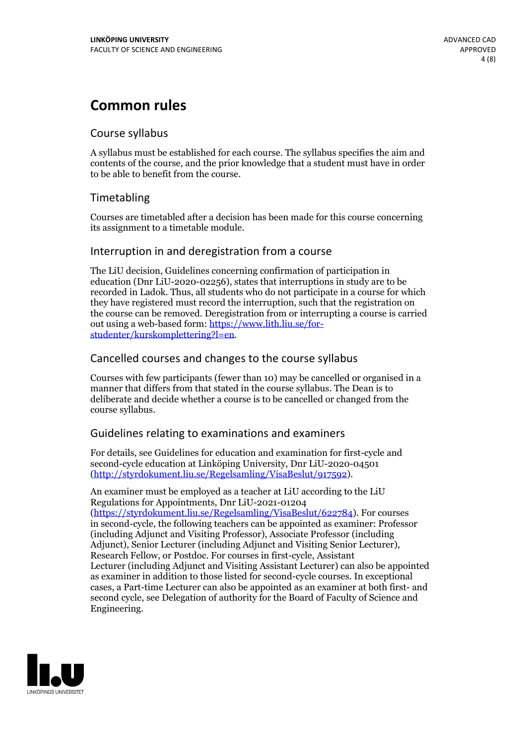# Common rules

## Course syllabus

A syllabus must be established for each course. The syllabus specifies the aim and contents of the course, and the prior knowledge that a student must have in order to be able to benefit from the course.

## Timetabling

Courses are timetabled after a decision has been made for this course concerning its assignment to a timetable module.

## Interruption in and deregistration from a course

The LiU decision, Guidelines concerning confirmation of participation in education (Dnr LiU-2020-02256), states that interruptions in study are to be recorded in Ladok. Thus, all students who do not participate in a course for which they have registered must record the interruption, such that the registration on the course can be removed. Deregistration from or interrupting a course is carried out using a web-based form: [https://www.lith.liu.se/for-studenter/kurskomplettering?l=en](https://www.lith.liu.se/for-studenter/kurskomplettering?l=en).

## Cancelled courses and changes to the course syllabus

Courses with few participants (fewer than 10) may be cancelled or organised in a manner that differs from that stated in the course syllabus. The Dean is to deliberate and decide whether a course is to be cancelled or changed from the course syllabus.

## Guidelines relating to examinations and examiners

For details, see Guidelines for education and examination for first-cycle and second-cycle education at Linköping University, Dnr LiU-2020-04501 ([http://styrdokument.liu.se/Regelsamling/VisaBeslut/917592](http://styrdokument.liu.se/Regelsamling/VisaBeslut/917592)).

An examiner must be employed as a teacher at LiU according to the LiU Regulations for Appointments, Dnr LiU-2021-01204 ([https://styrdokument.liu.se/Regelsamling/VisaBeslut/622784](https://styrdokument.liu.se/Regelsamling/VisaBeslut/622784)). For courses in second-cycle, the following teachers can be appointed as examiner: Professor (including Adjunct and Visiting Professor), Associate Professor (including Adjunct), Senior Lecturer (including Adjunct and Visiting Senior Lecturer), Research Fellow, or Postdoc. For courses in first-cycle, Assistant Lecturer (including Adjunct and Visiting Assistant Lecturer) can also be appointed as examiner in addition to those listed for second-cycle courses. In exceptional cases, a Part-time Lecturer can also be appointed as an examiner at both first- and second cycle, see Delegation of authority for the Board of Faculty of Science and Engineering.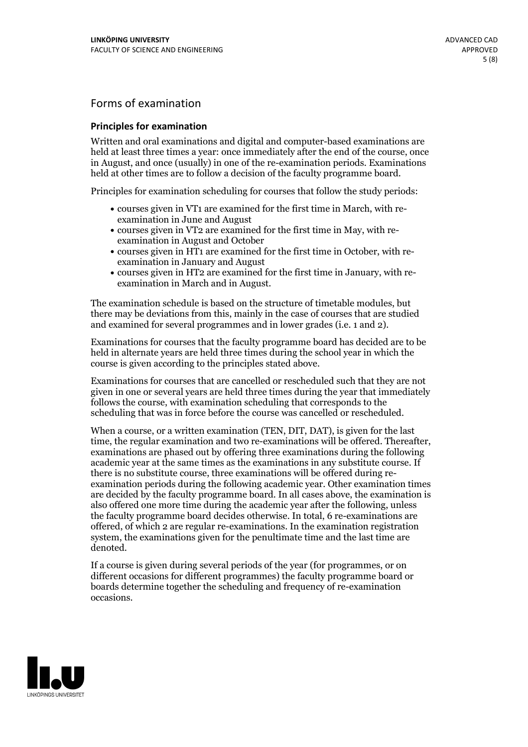## Forms of examination

### Principles for examination

Written and oral examinations and digital and computer-based examinations are held at least three times a year: once immediately after the end of the course, once in August, and once (usually) in one of the re-examination periods. Examinations held at other times are to follow a decision of the faculty programme board.

Principles for examination scheduling for courses that follow the study periods:

- courses given in VT1 are examined for the first time in March, with re-examination in June and August
- courses given in VT2 are examined for the first time in May, with re-examination in August and October
- courses given in HT1 are examined for the first time in October, with re-examination in January and August
- courses given in HT2 are examined for the first time in January, with re-examination in March and in August.

The examination schedule is based on the structure of timetable modules, but there may be deviations from this, mainly in the case of courses that are studied and examined for several programmes and in lower grades (i.e. 1 and 2).

Examinations for courses that the faculty programme board has decided are to be held in alternate years are held three times during the school year in which the course is given according to the principles stated above.

Examinations for courses that are cancelled or rescheduled such that they are not given in one or several years are held three times during the year that immediately follows the course, with examination scheduling that corresponds to the scheduling that was in force before the course was cancelled or rescheduled.

When a course, or a written examination (TEN, DIT, DAT), is given for the last time, the regular examination and two re-examinations will be offered. Thereafter, examinations are phased out by offering three examinations during the following academic year at the same times as the examinations in any substitute course. If there is no substitute course, three examinations will be offered during re-examination periods during the following academic year. Other examination times are decided by the faculty programme board. In all cases above, the examination is also offered one more time during the academic year after the following, unless the faculty programme board decides otherwise. In total, 6 re-examinations are offered, of which 2 are regular re-examinations. In the examination registration system, the examinations given for the penultimate time and the last time are denoted.

If a course is given during several periods of the year (for programmes, or on different occasions for different programmes) the faculty programme board or boards determine together the scheduling and frequency of re-examination occasions.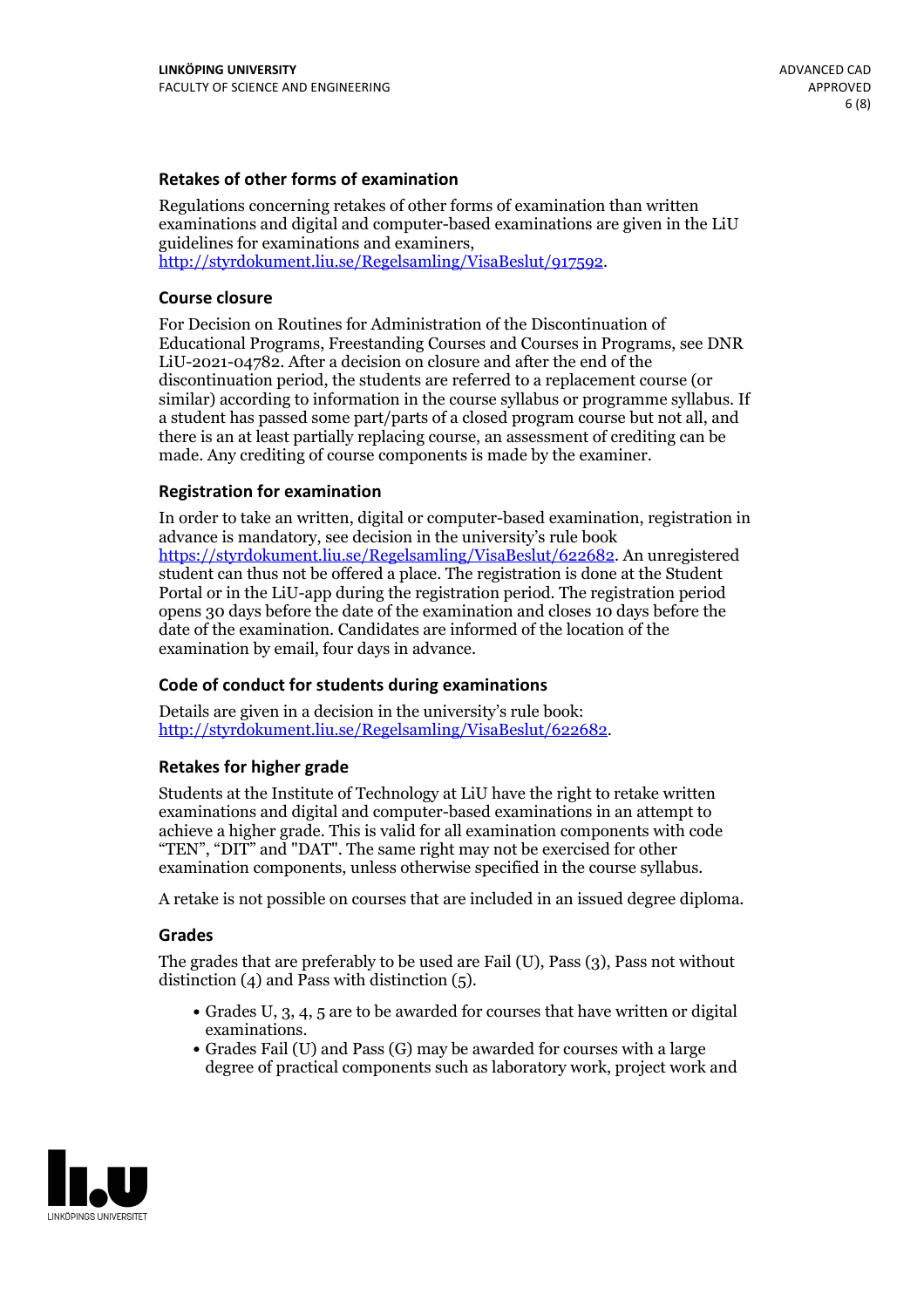### Retakes of other forms of examination

Regulations concerning retakes of other forms of examination than written examinations and digital and computer-based examinations are given in the LiU guidelines for examinations and examiners, http://styrdokument.liu.se/Regelsamling/VisaBeslut/917592.

### Course closure

For Decision on Routines for Administration of the Discontinuation of Educational Programs, Freestanding Courses and Courses in Programs, see DNR LiU-2021-04782. After a decision on closure and after the end of the discontinuation period, the students are referred to a replacement course (or similar) according to information in the course syllabus or programme syllabus. If a student has passed some part/parts of a closed program course but not all, and there is an at least partially replacing course, an assessment of crediting can be made. Any crediting of course components is made by the examiner.

### Registration for examination

In order to take an written, digital or computer-based examination, registration in advance is mandatory, see decision in the university's rule book https://styrdokument.liu.se/Regelsamling/VisaBeslut/622682. An unregistered student can thus not be offered a place. The registration is done at the Student Portal or in the LiU-app during the registration period. The registration period opens 30 days before the date of the examination and closes 10 days before the date of the examination. Candidates are informed of the location of the examination by email, four days in advance.

### Code of conduct for students during examinations

Details are given in a decision in the university's rule book: http://styrdokument.liu.se/Regelsamling/VisaBeslut/622682.

### Retakes for higher grade

Students at the Institute of Technology at LiU have the right to retake written examinations and digital and computer-based examinations in an attempt to achieve a higher grade. This is valid for all examination components with code "TEN", "DIT" and "DAT". The same right may not be exercised for other examination components, unless otherwise specified in the course syllabus.

A retake is not possible on courses that are included in an issued degree diploma.

### Grades

The grades that are preferably to be used are Fail (U), Pass (3), Pass not without distinction (4) and Pass with distinction (5).

- Grades U, 3, 4, 5 are to be awarded for courses that have written or digital examinations.
- Grades Fail (U) and Pass (G) may be awarded for courses with a large degree of practical components such as laboratory work, project work and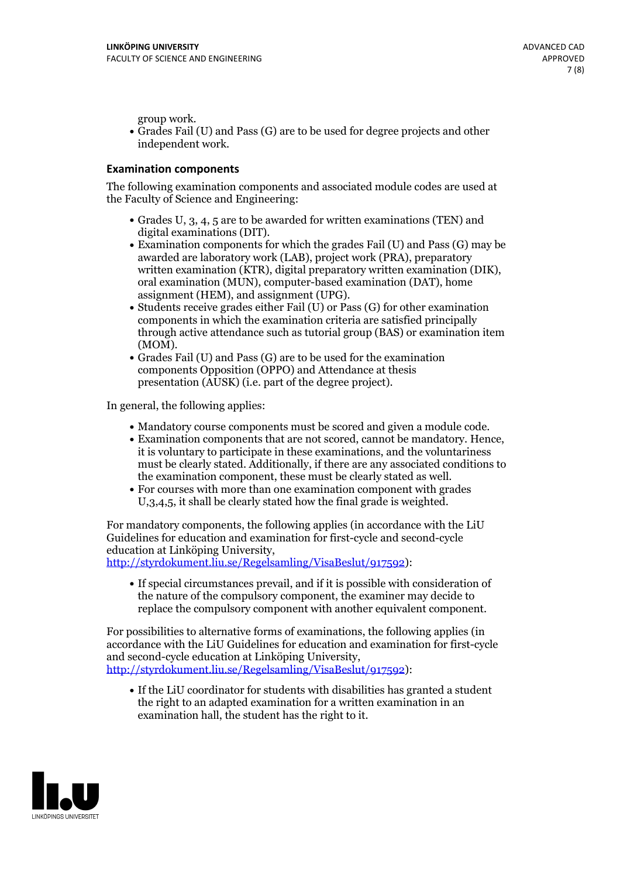group work.
- Grades Fail (U) and Pass (G) are to be used for degree projects and other independent work.

### Examination components

The following examination components and associated module codes are used at the Faculty of Science and Engineering:

- Grades U, 3, 4, 5 are to be awarded for written examinations (TEN) and digital examinations (DIT).
- Examination components for which the grades Fail (U) and Pass (G) may be awarded are laboratory work (LAB), project work (PRA), preparatory written examination (KTR), digital preparatory written examination (DIK), oral examination (MUN), computer-based examination (DAT), home assignment (HEM), and assignment (UPG).
- Students receive grades either Fail (U) or Pass (G) for other examination components in which the examination criteria are satisfied principally through active attendance such as tutorial group (BAS) or examination item (MOM).
- Grades Fail (U) and Pass (G) are to be used for the examination components Opposition (OPPO) and Attendance at thesis presentation (AUSK) (i.e. part of the degree project).

In general, the following applies:

- Mandatory course components must be scored and given a module code.
- Examination components that are not scored, cannot be mandatory. Hence, it is voluntary to participate in these examinations, and the voluntariness must be clearly stated. Additionally, if there are any associated conditions to the examination component, these must be clearly stated as well.
- For courses with more than one examination component with grades U,3,4,5, it shall be clearly stated how the final grade is weighted.

For mandatory components, the following applies (in accordance with the LiU Guidelines for education and examination for first-cycle and second-cycle education at Linköping University, http://styrdokument.liu.se/Regelsamling/VisaBeslut/917592):

- If special circumstances prevail, and if it is possible with consideration of the nature of the compulsory component, the examiner may decide to replace the compulsory component with another equivalent component.

For possibilities to alternative forms of examinations, the following applies (in accordance with the LiU Guidelines for education and examination for first-cycle and second-cycle education at Linköping University, http://styrdokument.liu.se/Regelsamling/VisaBeslut/917592):

- If the LiU coordinator for students with disabilities has granted a student the right to an adapted examination for a written examination in an examination hall, the student has the right to it.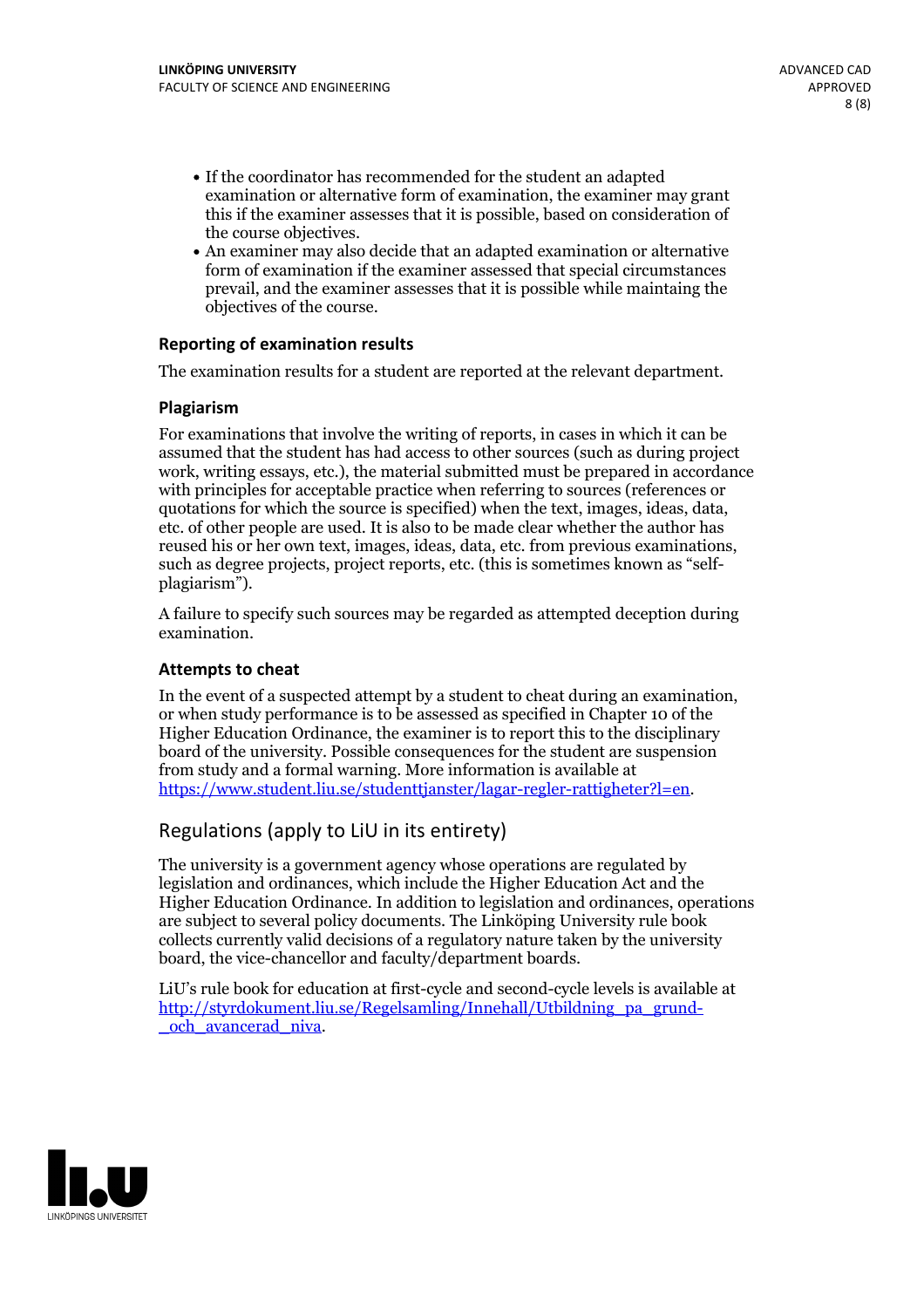- If the coordinator has recommended for the student an adapted examination or alternative form of examination, the examiner may grant this if the examiner assesses that it is possible, based on consideration of the course objectives.
- An examiner may also decide that an adapted examination or alternative form of examination if the examiner assessed that special circumstances prevail, and the examiner assesses that it is possible while maintaing the objectives of the course.

### Reporting of examination results

The examination results for a student are reported at the relevant department.

### Plagiarism

For examinations that involve the writing of reports, in cases in which it can be assumed that the student has had access to other sources (such as during project work, writing essays, etc.), the material submitted must be prepared in accordance with principles for acceptable practice when referring to sources (references or quotations for which the source is specified) when the text, images, ideas, data, etc. of other people are used. It is also to be made clear whether the author has reused his or her own text, images, ideas, data, etc. from previous examinations, such as degree projects, project reports, etc. (this is sometimes known as "self-plagiarism").

A failure to specify such sources may be regarded as attempted deception during examination.

### Attempts to cheat

In the event of a suspected attempt by a student to cheat during an examination, or when study performance is to be assessed as specified in Chapter 10 of the Higher Education Ordinance, the examiner is to report this to the disciplinary board of the university. Possible consequences for the student are suspension from study and a formal warning. More information is available at https://www.student.liu.se/studenttjanster/lagar-regler-rattigheter?l=en.

## Regulations (apply to LiU in its entirety)

The university is a government agency whose operations are regulated by legislation and ordinances, which include the Higher Education Act and the Higher Education Ordinance. In addition to legislation and ordinances, operations are subject to several policy documents. The Linköping University rule book collects currently valid decisions of a regulatory nature taken by the university board, the vice-chancellor and faculty/department boards.

LiU's rule book for education at first-cycle and second-cycle levels is available at http://styrdokument.liu.se/Regelsamling/Innehall/Utbildning_pa_grund-_och_avancerad_niva.